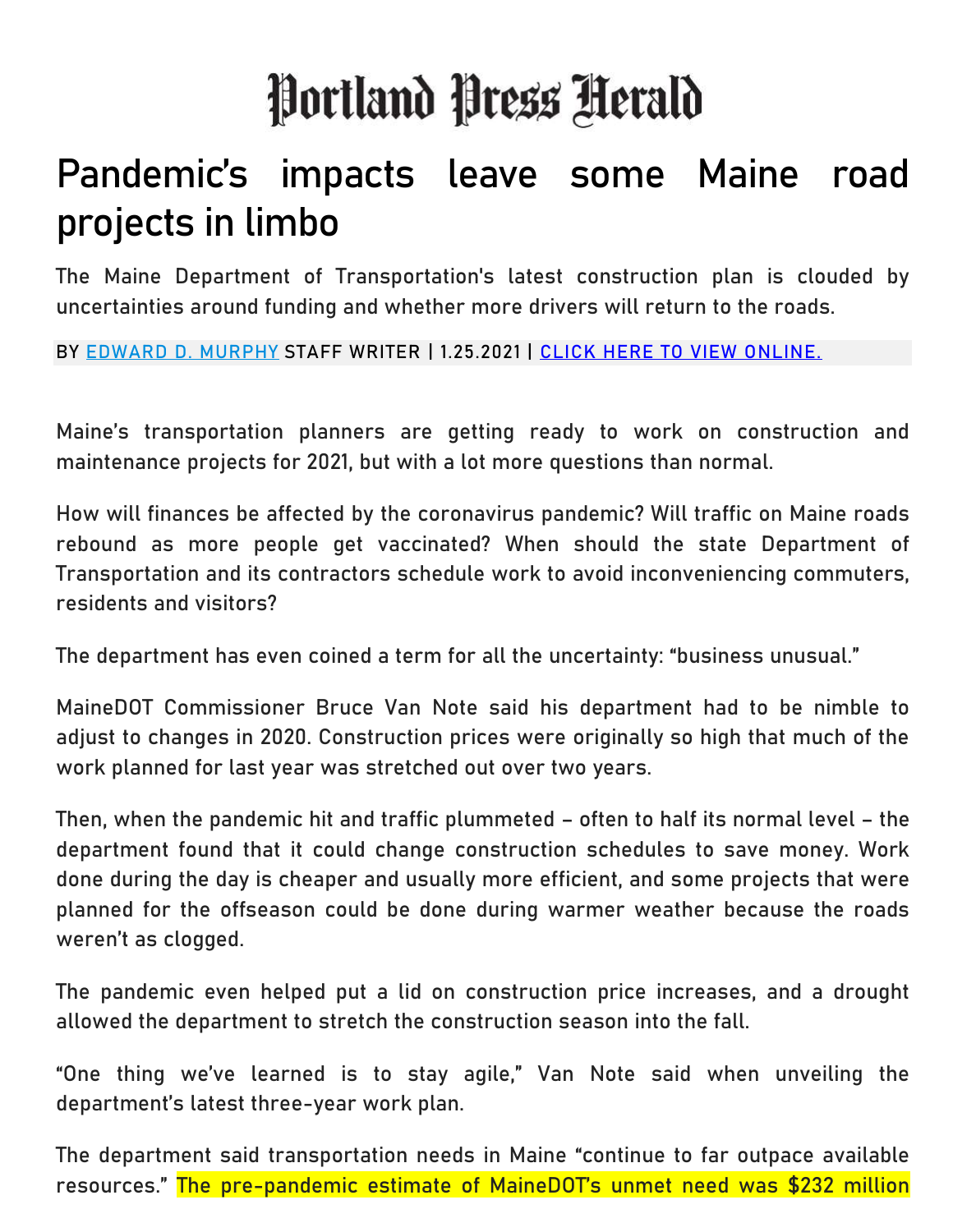# Portland Press Herald

## Pandemic's impacts leave some Maine road projects in limbo

The Maine Department of Transportation's latest construction plan is clouded by uncertainties around funding and whether more drivers will return to the roads.

BY EDWARD D. MURPHY STAFF WRITER | 1.25.2021 | CLICK HERE TO VIEW ONLINE.

Maine's transportation planners are getting ready to work on construction and maintenance projects for 2021, but with a lot more questions than normal.

How will finances be affected by the coronavirus pandemic? Will traffic on Maine roads rebound as more people get vaccinated? When should the state Department of Transportation and its contractors schedule work to avoid inconveniencing commuters, residents and visitors?

The department has even coined a term for all the uncertainty: "business unusual."

MaineDOT Commissioner Bruce Van Note said his department had to be nimble to adjust to changes in 2020. Construction prices were originally so high that much of the work planned for last year was stretched out over two years.

Then, when the pandemic hit and traffic plummeted – often to half its normal level – the department found that it could change construction schedules to save money. Work done during the day is cheaper and usually more efficient, and some projects that were planned for the offseason could be done during warmer weather because the roads weren't as clogged.

The pandemic even helped put a lid on construction price increases, and a drought allowed the department to stretch the construction season into the fall.

"One thing we've learned is to stay agile," Van Note said when unveiling the department's latest three-year work plan.

The department said transportation needs in Maine "continue to far outpace available resources." The pre-pandemic estimate of MaineDOT's unmet need was $232 million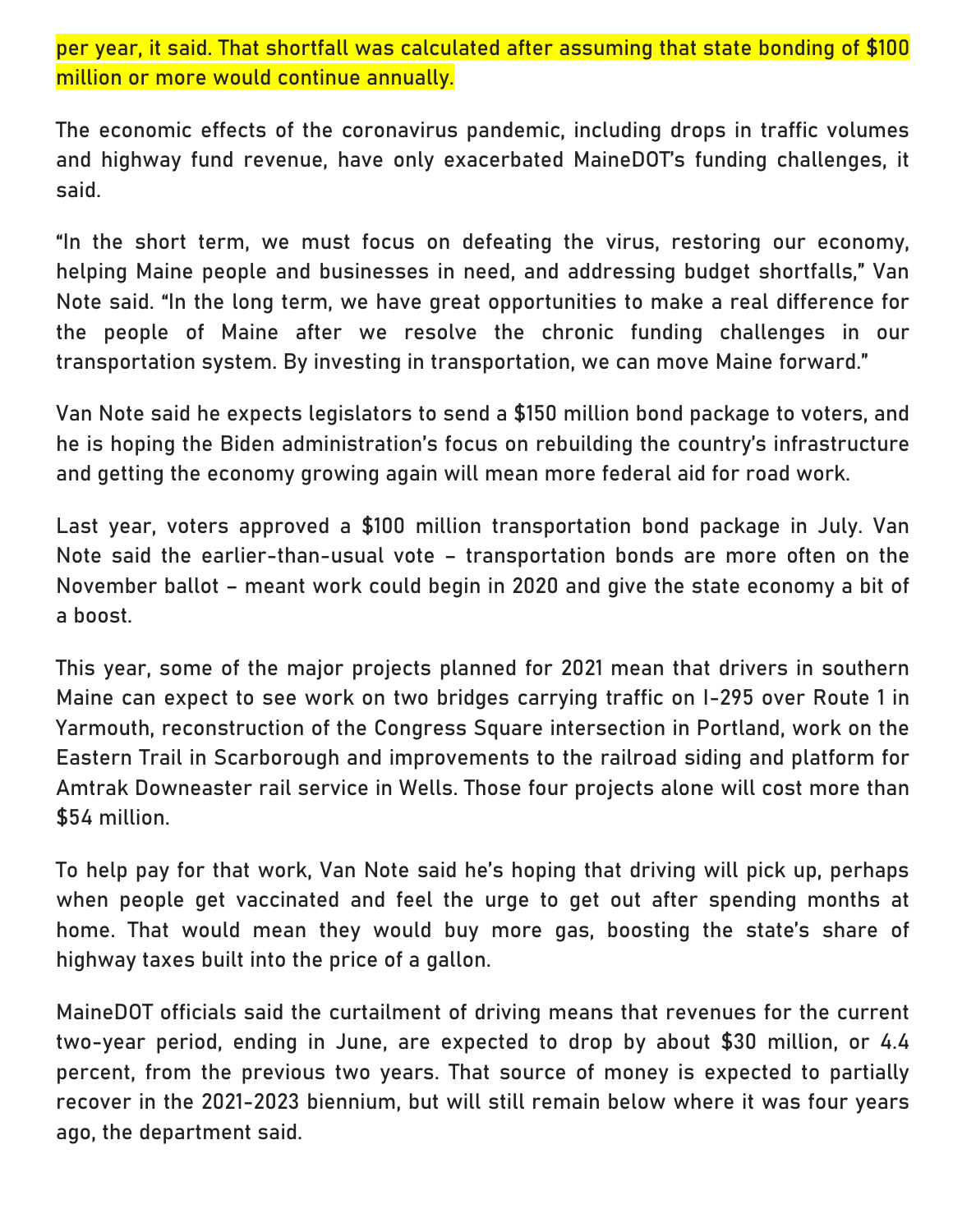per year, it said. That shortfall was calculated after assuming that state bonding of $100 million or more would continue annually.

The economic effects of the coronavirus pandemic, including drops in traffic volumes and highway fund revenue, have only exacerbated MaineDOT's funding challenges, it said.

"In the short term, we must focus on defeating the virus, restoring our economy, helping Maine people and businesses in need, and addressing budget shortfalls," Van Note said. "In the long term, we have great opportunities to make a real difference for the people of Maine after we resolve the chronic funding challenges in our transportation system. By investing in transportation, we can move Maine forward."

Van Note said he expects legislators to send a $150 million bond package to voters, and he is hoping the Biden administration's focus on rebuilding the country's infrastructure and getting the economy growing again will mean more federal aid for road work.

Last year, voters approved a $100 million transportation bond package in July. Van Note said the earlier-than-usual vote – transportation bonds are more often on the November ballot – meant work could begin in 2020 and give the state economy a bit of a boost.

This year, some of the major projects planned for 2021 mean that drivers in southern Maine can expect to see work on two bridges carrying traffic on I-295 over Route 1 in Yarmouth, reconstruction of the Congress Square intersection in Portland, work on the Eastern Trail in Scarborough and improvements to the railroad siding and platform for Amtrak Downeaster rail service in Wells. Those four projects alone will cost more than $54 million.

To help pay for that work, Van Note said he's hoping that driving will pick up, perhaps when people get vaccinated and feel the urge to get out after spending months at home. That would mean they would buy more gas, boosting the state's share of highway taxes built into the price of a gallon.

MaineDOT officials said the curtailment of driving means that revenues for the current two-year period, ending in June, are expected to drop by about $30 million, or 4.4 percent, from the previous two years. That source of money is expected to partially recover in the 2021-2023 biennium, but will still remain below where it was four years ago, the department said.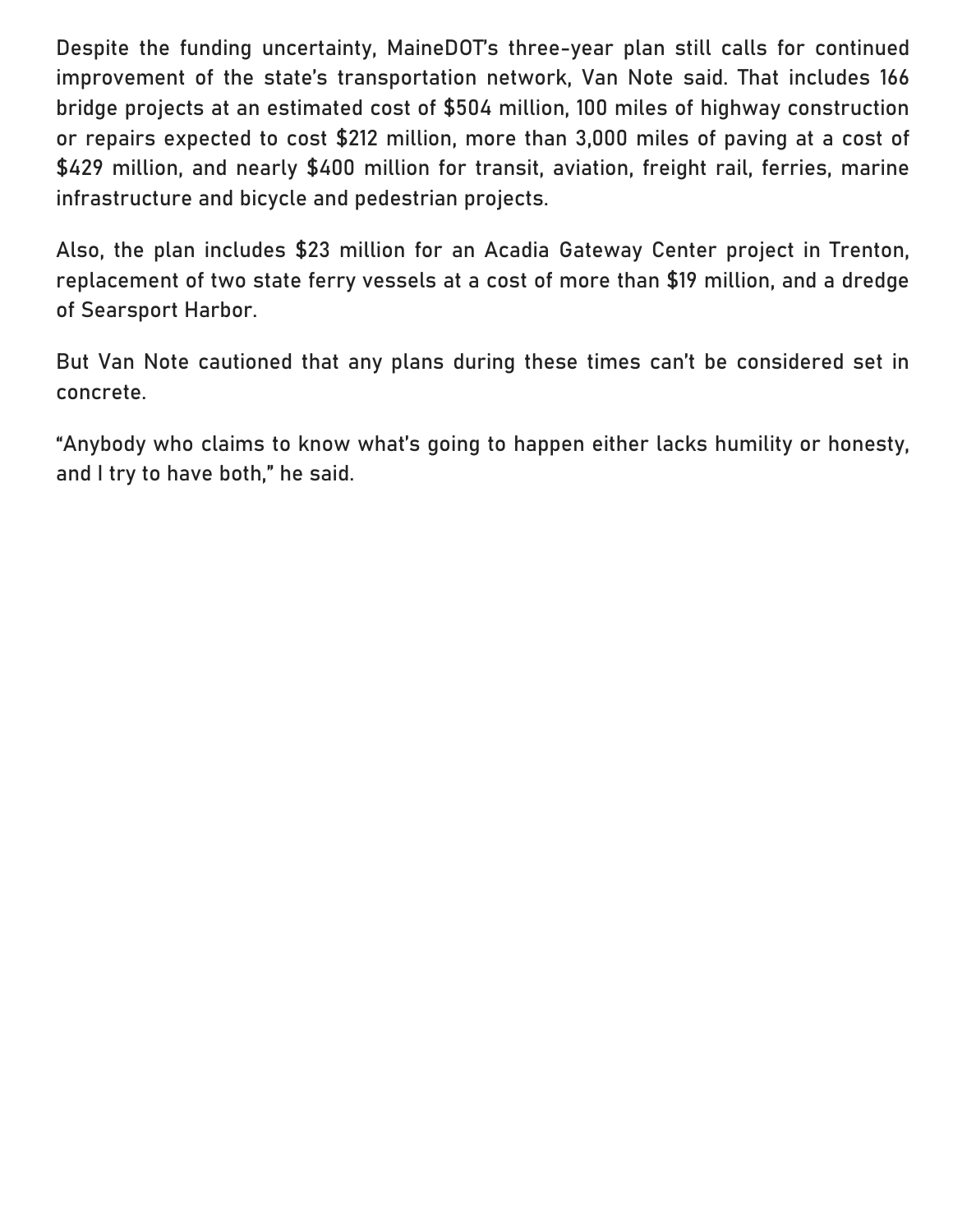Despite the funding uncertainty, MaineDOT's three-year plan still calls for continued improvement of the state's transportation network, Van Note said. That includes 166 bridge projects at an estimated cost of $504 million, 100 miles of highway construction or repairs expected to cost $212 million, more than 3,000 miles of paving at a cost of $429 million, and nearly $400 million for transit, aviation, freight rail, ferries, marine infrastructure and bicycle and pedestrian projects.

Also, the plan includes $23 million for an Acadia Gateway Center project in Trenton, replacement of two state ferry vessels at a cost of more than $19 million, and a dredge of Searsport Harbor.

But Van Note cautioned that any plans during these times can't be considered set in concrete.

"Anybody who claims to know what's going to happen either lacks humility or honesty, and I try to have both," he said.